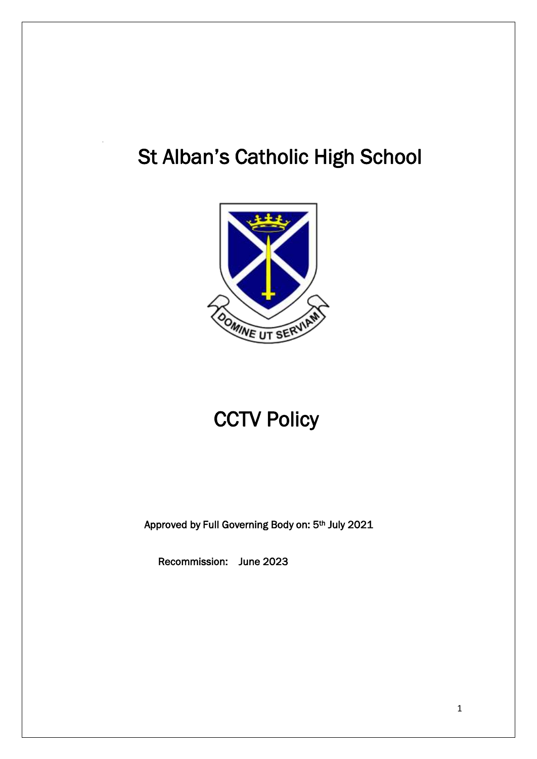# St Alban's Catholic High School

DOMINE UT SERVIAM

# CCTV Policy

Approved by Full Governing Body on: 5th July 2021

Recommission: June 2023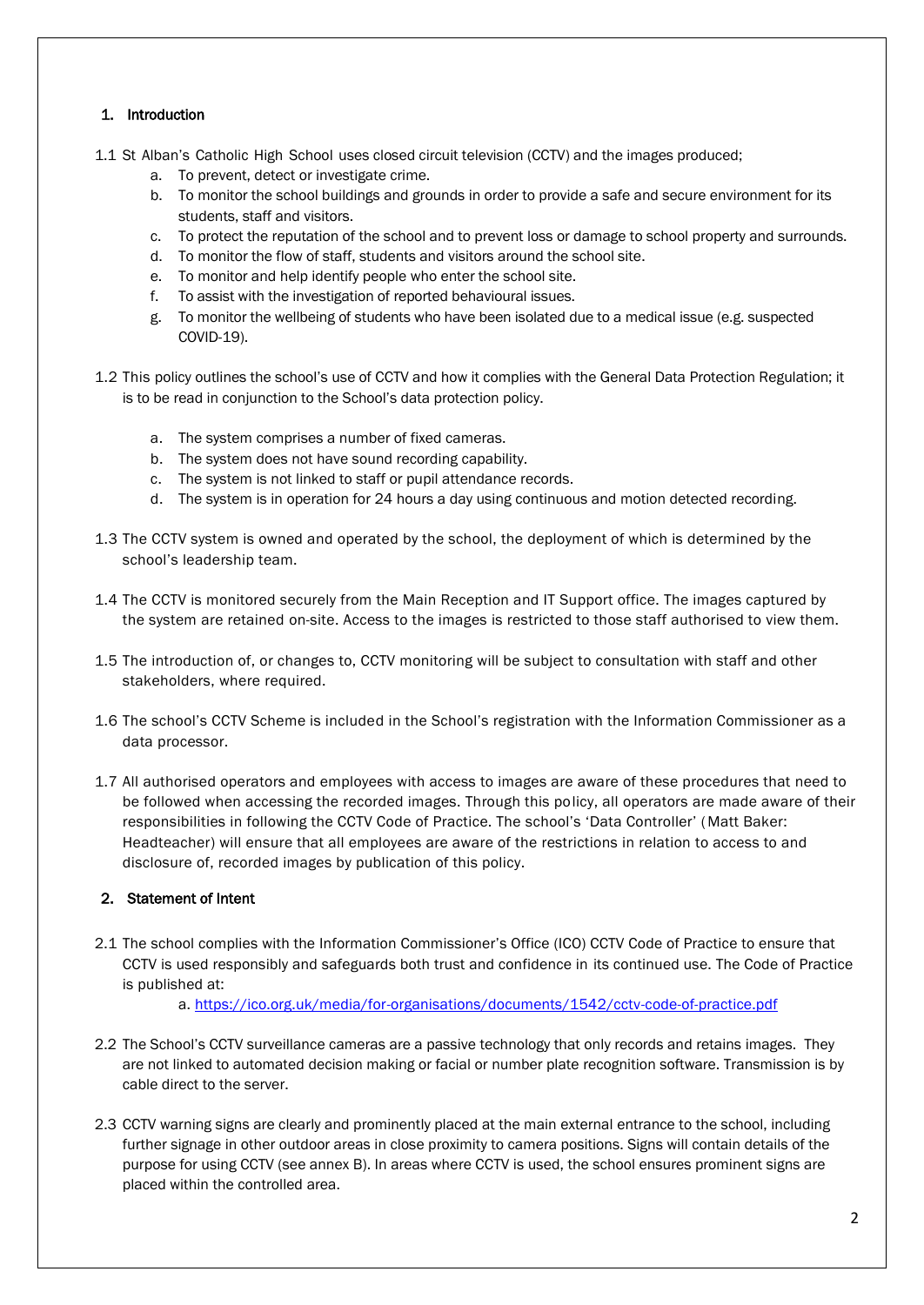## 1. Introduction

1.1 St Alban's Catholic High School uses closed circuit television (CCTV) and the images produced;

   a. To prevent, detect or investigate crime.
   b. To monitor the school buildings and grounds in order to provide a safe and secure environment for its students, staff and visitors.
   c. To protect the reputation of the school and to prevent loss or damage to school property and surrounds.
   d. To monitor the flow of staff, students and visitors around the school site.
   e. To monitor and help identify people who enter the school site.
   f. To assist with the investigation of reported behavioural issues.
   g. To monitor the wellbeing of students who have been isolated due to a medical issue (e.g. suspected COVID-19).

1.2 This policy outlines the school's use of CCTV and how it complies with the General Data Protection Regulation; it is to be read in conjunction to the School's data protection policy.

   a. The system comprises a number of fixed cameras.
   b. The system does not have sound recording capability.
   c. The system is not linked to staff or pupil attendance records.
   d. The system is in operation for 24 hours a day using continuous and motion detected recording.

1.3 The CCTV system is owned and operated by the school, the deployment of which is determined by the school's leadership team.

1.4 The CCTV is monitored securely from the Main Reception and IT Support office. The images captured by the system are retained on-site. Access to the images is restricted to those staff authorised to view them.

1.5 The introduction of, or changes to, CCTV monitoring will be subject to consultation with staff and other stakeholders, where required.

1.6 The school's CCTV Scheme is included in the School's registration with the Information Commissioner as a data processor.

1.7 All authorised operators and employees with access to images are aware of these procedures that need to be followed when accessing the recorded images. Through this policy, all operators are made aware of their responsibilities in following the CCTV Code of Practice. The school's 'Data Controller' (Matt Baker: Headteacher) will ensure that all employees are aware of the restrictions in relation to access to and disclosure of, recorded images by publication of this policy.

## 2. Statement of Intent

2.1 The school complies with the Information Commissioner's Office (ICO) CCTV Code of Practice to ensure that CCTV is used responsibly and safeguards both trust and confidence in its continued use. The Code of Practice is published at:

   a. https://ico.org.uk/media/for-organisations/documents/1542/cctv-code-of-practice.pdf

2.2 The School's CCTV surveillance cameras are a passive technology that only records and retains images. They are not linked to automated decision making or facial or number plate recognition software. Transmission is by cable direct to the server.

2.3 CCTV warning signs are clearly and prominently placed at the main external entrance to the school, including further signage in other outdoor areas in close proximity to camera positions. Signs will contain details of the purpose for using CCTV (see annex B). In areas where CCTV is used, the school ensures prominent signs are placed within the controlled area.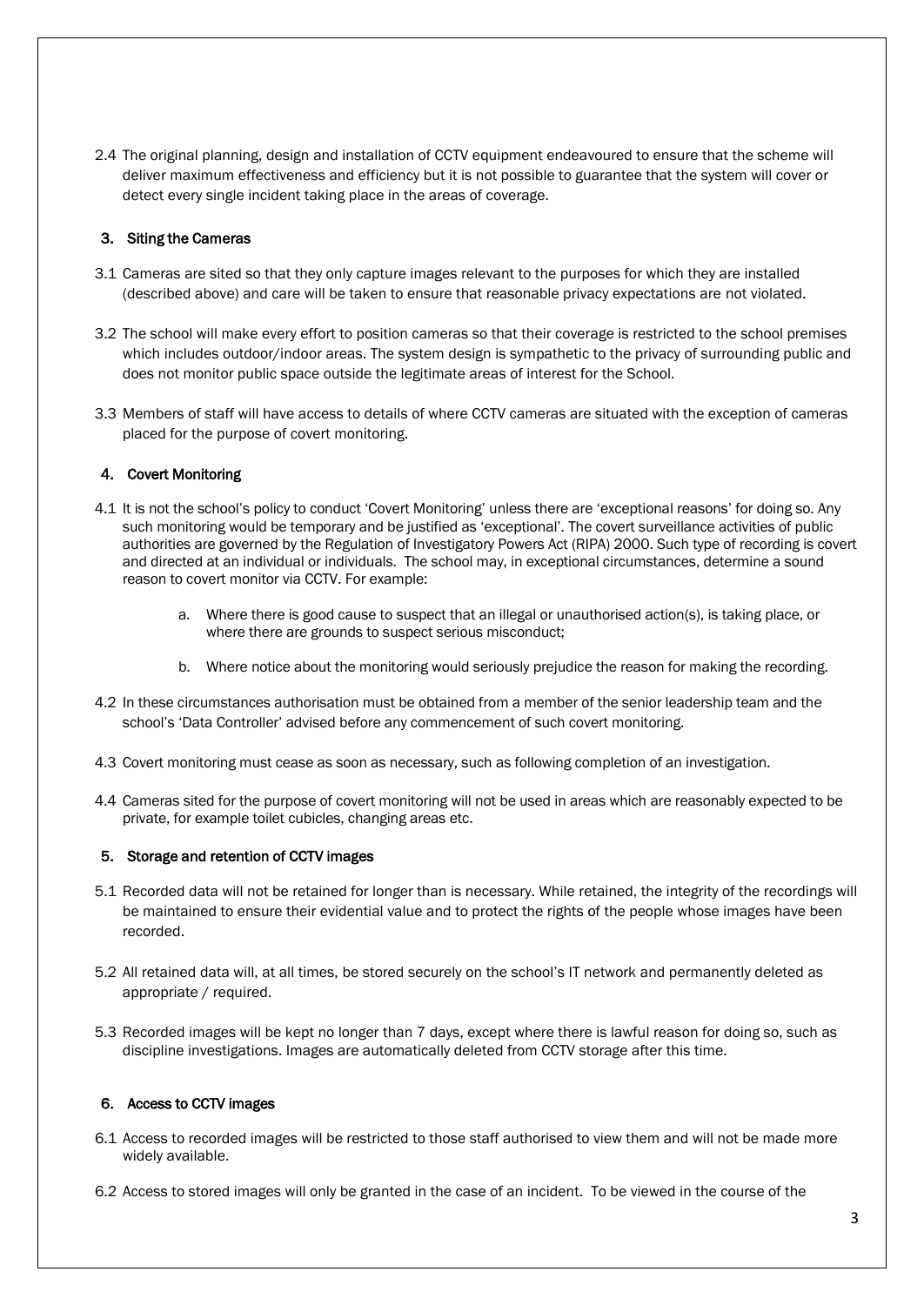2.4 The original planning, design and installation of CCTV equipment endeavoured to ensure that the scheme will deliver maximum effectiveness and efficiency but it is not possible to guarantee that the system will cover or detect every single incident taking place in the areas of coverage.

## 3. Siting the Cameras

3.1 Cameras are sited so that they only capture images relevant to the purposes for which they are installed (described above) and care will be taken to ensure that reasonable privacy expectations are not violated.

3.2 The school will make every effort to position cameras so that their coverage is restricted to the school premises which includes outdoor/indoor areas. The system design is sympathetic to the privacy of surrounding public and does not monitor public space outside the legitimate areas of interest for the School.

3.3 Members of staff will have access to details of where CCTV cameras are situated with the exception of cameras placed for the purpose of covert monitoring.

## 4. Covert Monitoring

4.1 It is not the school's policy to conduct 'Covert Monitoring' unless there are 'exceptional reasons' for doing so. Any such monitoring would be temporary and be justified as 'exceptional'. The covert surveillance activities of public authorities are governed by the Regulation of Investigatory Powers Act (RIPA) 2000. Such type of recording is covert and directed at an individual or individuals. The school may, in exceptional circumstances, determine a sound reason to covert monitor via CCTV. For example:

a. Where there is good cause to suspect that an illegal or unauthorised action(s), is taking place, or where there are grounds to suspect serious misconduct;

b. Where notice about the monitoring would seriously prejudice the reason for making the recording.

4.2 In these circumstances authorisation must be obtained from a member of the senior leadership team and the school's 'Data Controller' advised before any commencement of such covert monitoring.

4.3 Covert monitoring must cease as soon as necessary, such as following completion of an investigation.

4.4 Cameras sited for the purpose of covert monitoring will not be used in areas which are reasonably expected to be private, for example toilet cubicles, changing areas etc.

## 5. Storage and retention of CCTV images

5.1 Recorded data will not be retained for longer than is necessary. While retained, the integrity of the recordings will be maintained to ensure their evidential value and to protect the rights of the people whose images have been recorded.

5.2 All retained data will, at all times, be stored securely on the school's IT network and permanently deleted as appropriate / required.

5.3 Recorded images will be kept no longer than 7 days, except where there is lawful reason for doing so, such as discipline investigations. Images are automatically deleted from CCTV storage after this time.

## 6. Access to CCTV images

6.1 Access to recorded images will be restricted to those staff authorised to view them and will not be made more widely available.

6.2 Access to stored images will only be granted in the case of an incident. To be viewed in the course of the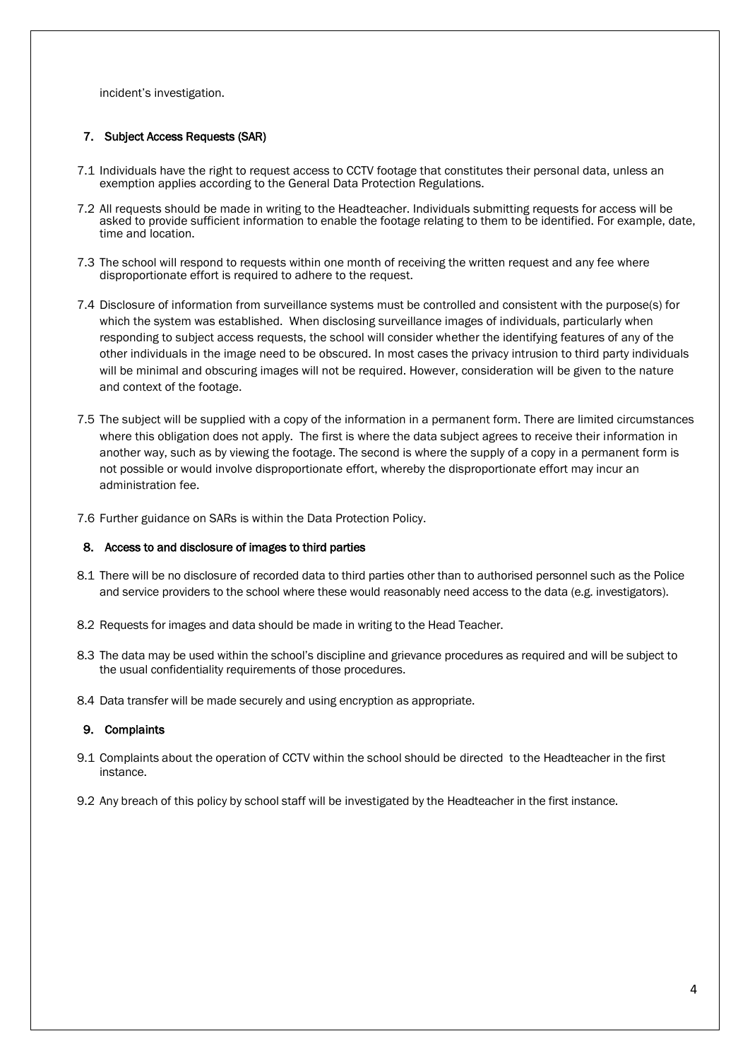incident's investigation.

## 7. Subject Access Requests (SAR)

7.1 Individuals have the right to request access to CCTV footage that constitutes their personal data, unless an exemption applies according to the General Data Protection Regulations.

7.2 All requests should be made in writing to the Headteacher. Individuals submitting requests for access will be asked to provide sufficient information to enable the footage relating to them to be identified. For example, date, time and location.

7.3 The school will respond to requests within one month of receiving the written request and any fee where disproportionate effort is required to adhere to the request.

7.4 Disclosure of information from surveillance systems must be controlled and consistent with the purpose(s) for which the system was established. When disclosing surveillance images of individuals, particularly when responding to subject access requests, the school will consider whether the identifying features of any of the other individuals in the image need to be obscured. In most cases the privacy intrusion to third party individuals will be minimal and obscuring images will not be required. However, consideration will be given to the nature and context of the footage.

7.5 The subject will be supplied with a copy of the information in a permanent form. There are limited circumstances where this obligation does not apply. The first is where the data subject agrees to receive their information in another way, such as by viewing the footage. The second is where the supply of a copy in a permanent form is not possible or would involve disproportionate effort, whereby the disproportionate effort may incur an administration fee.

7.6 Further guidance on SARs is within the Data Protection Policy.

## 8. Access to and disclosure of images to third parties

8.1 There will be no disclosure of recorded data to third parties other than to authorised personnel such as the Police and service providers to the school where these would reasonably need access to the data (e.g. investigators).

8.2 Requests for images and data should be made in writing to the Head Teacher.

8.3 The data may be used within the school's discipline and grievance procedures as required and will be subject to the usual confidentiality requirements of those procedures.

8.4 Data transfer will be made securely and using encryption as appropriate.

## 9. Complaints

9.1 Complaints about the operation of CCTV within the school should be directed to the Headteacher in the first instance.

9.2 Any breach of this policy by school staff will be investigated by the Headteacher in the first instance.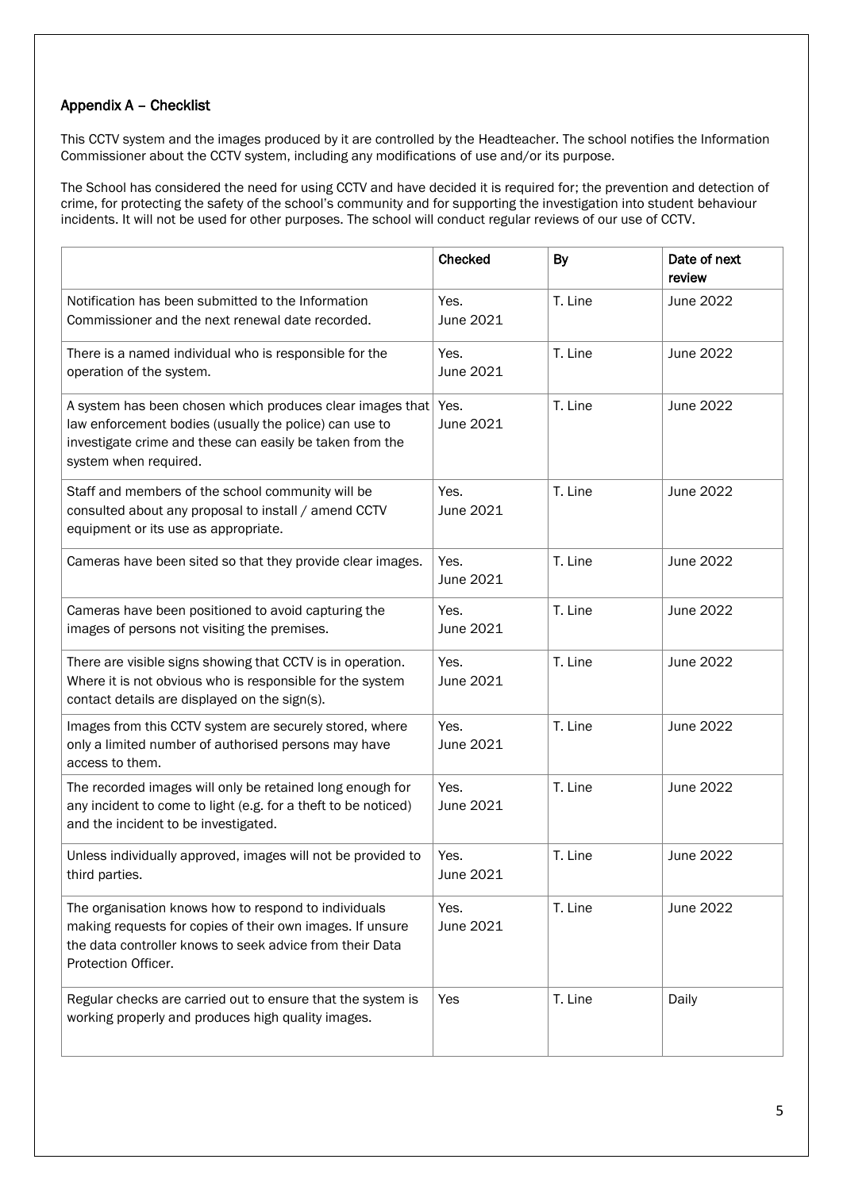## Appendix A – Checklist

This CCTV system and the images produced by it are controlled by the Headteacher. The school notifies the Information Commissioner about the CCTV system, including any modifications of use and/or its purpose.

The School has considered the need for using CCTV and have decided it is required for; the prevention and detection of crime, for protecting the safety of the school's community and for supporting the investigation into student behaviour incidents. It will not be used for other purposes. The school will conduct regular reviews of our use of CCTV.

| | Checked | By | Date of next review |
|---|---|---|---|
| Notification has been submitted to the Information Commissioner and the next renewal date recorded. | Yes. June 2021 | T. Line | June 2022 |
| There is a named individual who is responsible for the operation of the system. | Yes. June 2021 | T. Line | June 2022 |
| A system has been chosen which produces clear images that law enforcement bodies (usually the police) can use to investigate crime and these can easily be taken from the system when required. | Yes. June 2021 | T. Line | June 2022 |
| Staff and members of the school community will be consulted about any proposal to install / amend CCTV equipment or its use as appropriate. | Yes. June 2021 | T. Line | June 2022 |
| Cameras have been sited so that they provide clear images. | Yes. June 2021 | T. Line | June 2022 |
| Cameras have been positioned to avoid capturing the images of persons not visiting the premises. | Yes. June 2021 | T. Line | June 2022 |
| There are visible signs showing that CCTV is in operation. Where it is not obvious who is responsible for the system contact details are displayed on the sign(s). | Yes. June 2021 | T. Line | June 2022 |
| Images from this CCTV system are securely stored, where only a limited number of authorised persons may have access to them. | Yes. June 2021 | T. Line | June 2022 |
| The recorded images will only be retained long enough for any incident to come to light (e.g. for a theft to be noticed) and the incident to be investigated. | Yes. June 2021 | T. Line | June 2022 |
| Unless individually approved, images will not be provided to third parties. | Yes. June 2021 | T. Line | June 2022 |
| The organisation knows how to respond to individuals making requests for copies of their own images. If unsure the data controller knows to seek advice from their Data Protection Officer. | Yes. June 2021 | T. Line | June 2022 |
| Regular checks are carried out to ensure that the system is working properly and produces high quality images. | Yes | T. Line | Daily |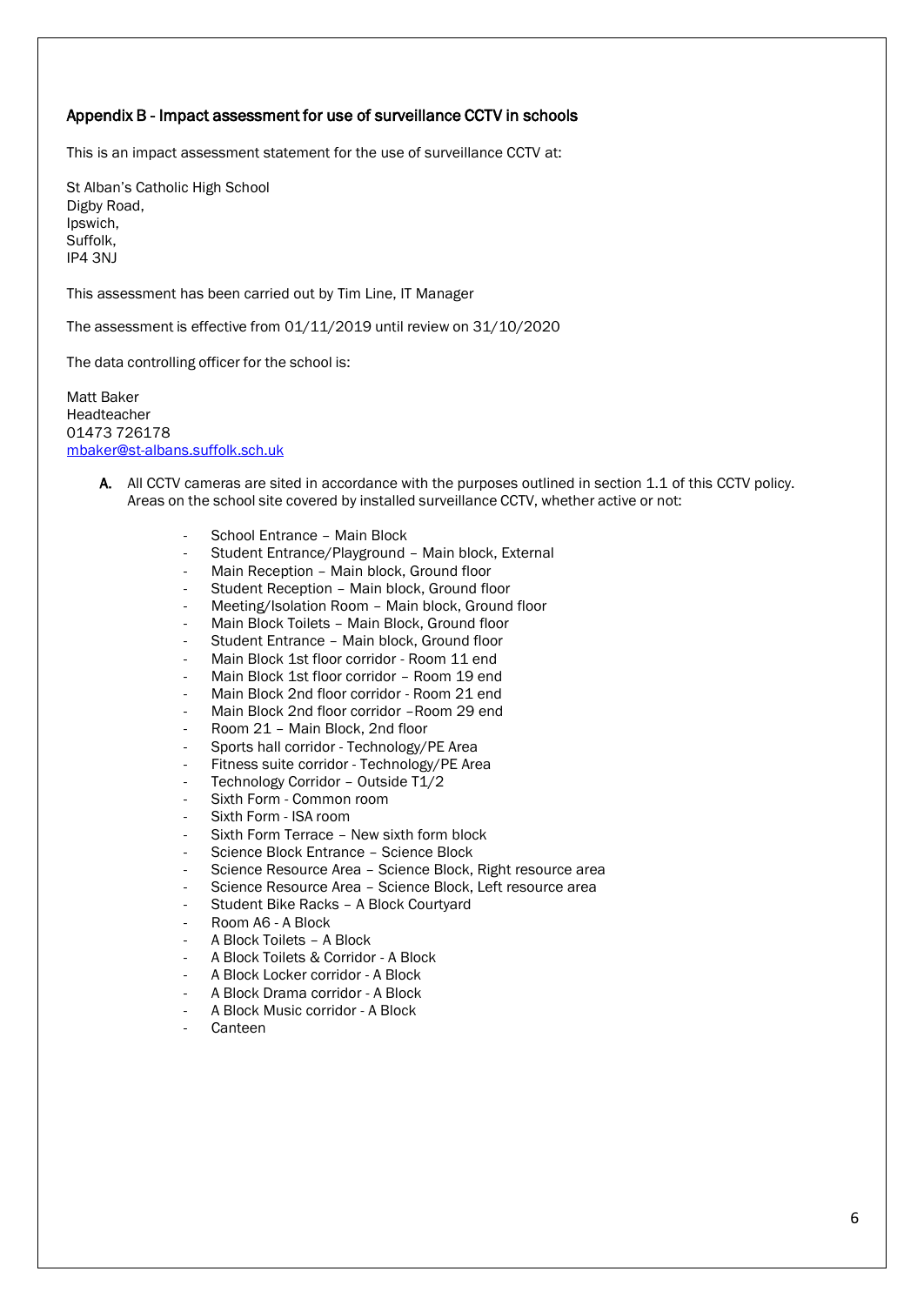## Appendix B - Impact assessment for use of surveillance CCTV in schools

This is an impact assessment statement for the use of surveillance CCTV at:

St Alban's Catholic High School
Digby Road,
Ipswich,
Suffolk,
IP4 3NJ

This assessment has been carried out by Tim Line, IT Manager

The assessment is effective from 01/11/2019 until review on 31/10/2020

The data controlling officer for the school is:

Matt Baker
Headteacher
01473 726178
[mbaker@st-albans.suffolk.sch.uk](mailto:mbaker@st-albans.suffolk.sch.uk)

**A.** All CCTV cameras are sited in accordance with the purposes outlined in section 1.1 of this CCTV policy. Areas on the school site covered by installed surveillance CCTV, whether active or not:

- School Entrance – Main Block
- Student Entrance/Playground – Main block, External
- Main Reception – Main block, Ground floor
- Student Reception – Main block, Ground floor
- Meeting/Isolation Room – Main block, Ground floor
- Main Block Toilets – Main Block, Ground floor
- Student Entrance – Main block, Ground floor
- Main Block 1st floor corridor - Room 11 end
- Main Block 1st floor corridor – Room 19 end
- Main Block 2nd floor corridor - Room 21 end
- Main Block 2nd floor corridor –Room 29 end
- Room 21 – Main Block, 2nd floor
- Sports hall corridor - Technology/PE Area
- Fitness suite corridor - Technology/PE Area
- Technology Corridor – Outside T1/2
- Sixth Form - Common room
- Sixth Form - ISA room
- Sixth Form Terrace – New sixth form block
- Science Block Entrance – Science Block
- Science Resource Area – Science Block, Right resource area
- Science Resource Area – Science Block, Left resource area
- Student Bike Racks – A Block Courtyard
- Room A6 - A Block
- A Block Toilets – A Block
- A Block Toilets & Corridor - A Block
- A Block Locker corridor - A Block
- A Block Drama corridor - A Block
- A Block Music corridor - A Block
- Canteen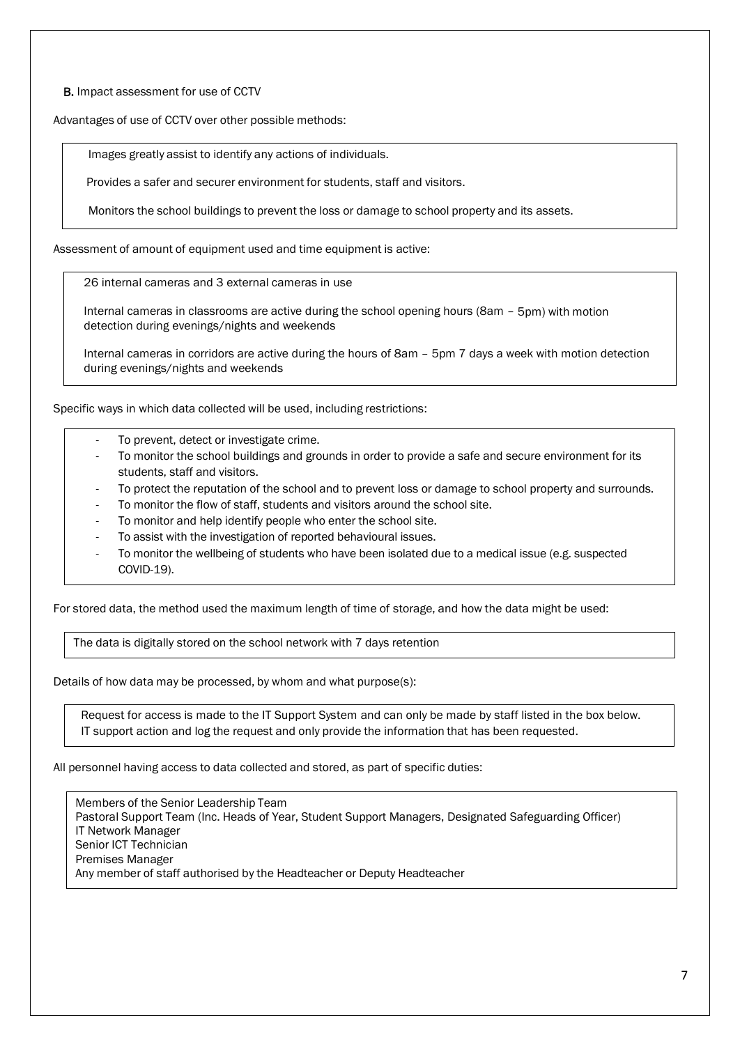**B.** Impact assessment for use of CCTV

Advantages of use of CCTV over other possible methods:

Images greatly assist to identify any actions of individuals.

Provides a safer and securer environment for students, staff and visitors.

Monitors the school buildings to prevent the loss or damage to school property and its assets.

Assessment of amount of equipment used and time equipment is active:

26 internal cameras and 3 external cameras in use

Internal cameras in classrooms are active during the school opening hours (8am – 5pm) with motion detection during evenings/nights and weekends

Internal cameras in corridors are active during the hours of 8am – 5pm 7 days a week with motion detection during evenings/nights and weekends

Specific ways in which data collected will be used, including restrictions:

- To prevent, detect or investigate crime.
- To monitor the school buildings and grounds in order to provide a safe and secure environment for its students, staff and visitors.
- To protect the reputation of the school and to prevent loss or damage to school property and surrounds.
- To monitor the flow of staff, students and visitors around the school site.
- To monitor and help identify people who enter the school site.
- To assist with the investigation of reported behavioural issues.
- To monitor the wellbeing of students who have been isolated due to a medical issue (e.g. suspected COVID-19).

For stored data, the method used the maximum length of time of storage, and how the data might be used:

The data is digitally stored on the school network with 7 days retention

Details of how data may be processed, by whom and what purpose(s):

Request for access is made to the IT Support System and can only be made by staff listed in the box below. IT support action and log the request and only provide the information that has been requested.

All personnel having access to data collected and stored, as part of specific duties:

Members of the Senior Leadership Team
Pastoral Support Team (Inc. Heads of Year, Student Support Managers, Designated Safeguarding Officer)
IT Network Manager
Senior ICT Technician
Premises Manager
Any member of staff authorised by the Headteacher or Deputy Headteacher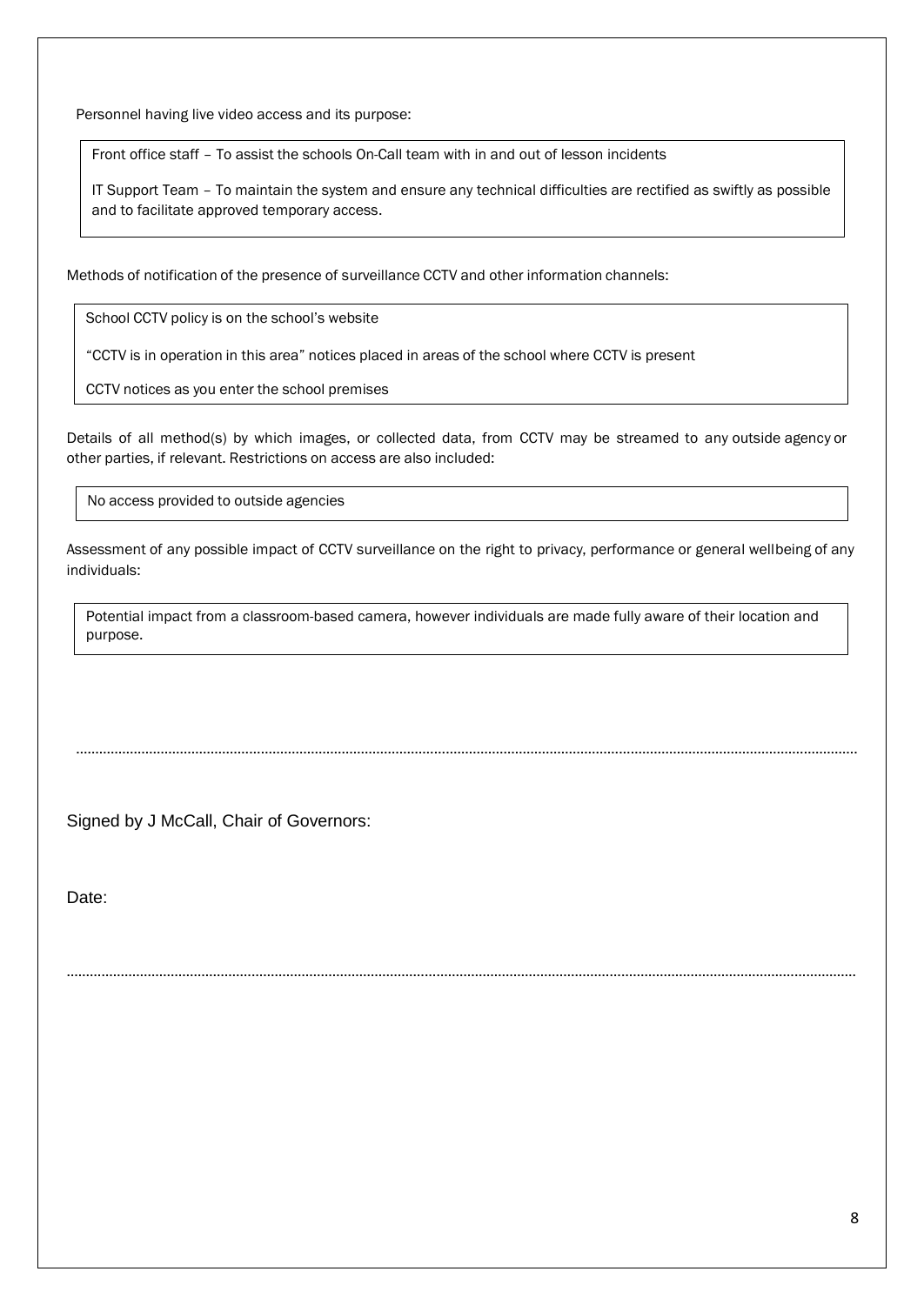Personnel having live video access and its purpose:

> Front office staff – To assist the schools On-Call team with in and out of lesson incidents
>
> IT Support Team – To maintain the system and ensure any technical difficulties are rectified as swiftly as possible and to facilitate approved temporary access.

Methods of notification of the presence of surveillance CCTV and other information channels:

> School CCTV policy is on the school's website
>
> "CCTV is in operation in this area" notices placed in areas of the school where CCTV is present
>
> CCTV notices as you enter the school premises

Details of all method(s) by which images, or collected data, from CCTV may be streamed to any outside agency or other parties, if relevant. Restrictions on access are also included:

> No access provided to outside agencies

Assessment of any possible impact of CCTV surveillance on the right to privacy, performance or general wellbeing of any individuals:

> Potential impact from a classroom-based camera, however individuals are made fully aware of their location and purpose.

……………………………………………………………………………………………………………………………………………………………………

Signed by J McCall, Chair of Governors:

Date:

……………………………………………………………………………………………………………………………………………………………………